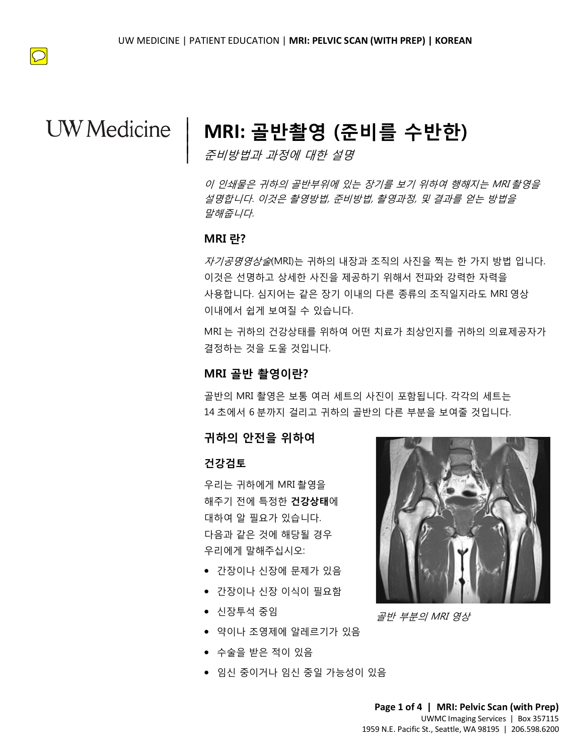# MRI: 골반촬영 (준비를 수반한)

*준비방법과 과정에 대한 설명*

*이 인쇄물은 귀하의 골반부위에 있는 장기를 보기 위하여 행해지는 MRI 촬영을 설명합니다. 이것은 촬영방법, 준비방법, 촬영과정, 및 결과를 얻는 방법을 말해줍니다.*

## MRI 란?

*자기공명영상술*(MRI)는 귀하의 내장과 조직의 사진을 찍는 한 가지 방법 입니다. 이것은 선명하고 상세한 사진을 제공하기 위해서 전파와 강력한 자력을 사용합니다. 심지어는 같은 장기 이내의 다른 종류의 조직일지라도 MRI 영상 이내에서 쉽게 보여질 수 있습니다.

MRI 는 귀하의 건강상태를 위하여 어떤 치료가 최상인지를 귀하의 의료제공자가 결정하는 것을 도울 것입니다.

## MRI 골반 촬영이란?

골반의 MRI 촬영은 보통 여러 세트의 사진이 포함됩니다. 각각의 세트는 14 초에서 6 분까지 걸리고 귀하의 골반의 다른 부분을 보여줄 것입니다.

## 귀하의 안전을 위하여

### 건강검토

우리는 귀하에게 MRI 촬영을 해주기 전에 특정한 **건강상태**에 대하여 알 필요가 있습니다. 다음과 같은 것에 해당될 경우 우리에게 말해주십시오:

- 간장이나 신장에 문제가 있음
- 간장이나 신장 이식이 필요함
- 신장투석 중임
- 약이나 조영제에 알레르기가 있음
- 수술을 받은 적이 있음
- 임신 중이거나 임신 중일 가능성이 있음

*골반 부분의 MRI 영상*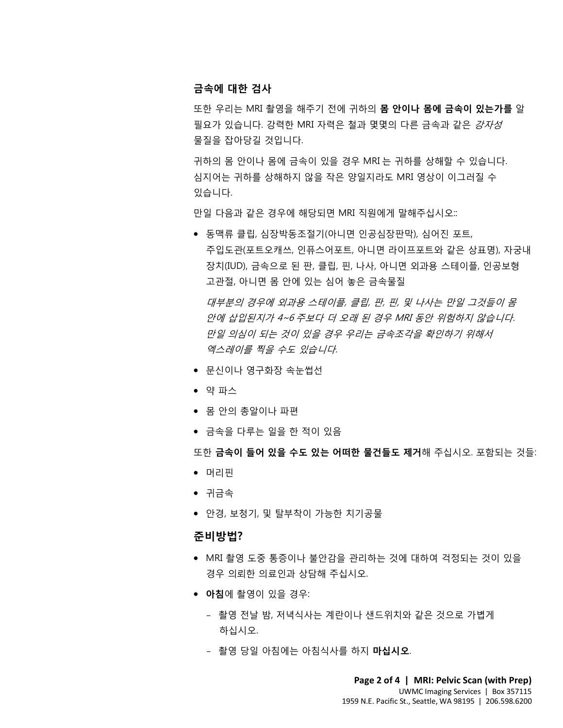## 금속에 대한 검사

또한 우리는 MRI 촬영을 해주기 전에 귀하의 **몸 안이나 몸에 금속이 있는가를** 알 필요가 있습니다. 강력한 MRI 자력은 철과 몇몇의 다른 금속과 같은 *강자성* 물질을 잡아당길 것입니다.

귀하의 몸 안이나 몸에 금속이 있을 경우 MRI는 귀하를 상해할 수 있습니다. 심지어는 귀하를 상해하지 않을 작은 양일지라도 MRI 영상이 이그러질 수 있습니다.

만일 다음과 같은 경우에 해당되면 MRI 직원에게 말해주십시오::

- 동맥류 클립, 심장박동조절기(아니면 인공심장판막), 심어진 포트, 주입도관(포트오캐쓰, 인퓨스어포트, 아니면 라이프포트와 같은 상표명), 자궁내 장치(IUD), 금속으로 된 판, 클립, 핀, 나사, 아니면 외과용 스테이플, 인공보형 고관절, 아니면 몸 안에 있는 심어 놓은 금속물질

  *대부분의 경우에 외과용 스테이플, 클립, 판, 핀, 및 나사는 만일 그것들이 몸 안에 삽입된지가 4~6 주보다 더 오래 된 경우 MRI 동안 위험하지 않습니다. 만일 의심이 되는 것이 있을 경우 우리는 금속조각을 확인하기 위해서 엑스레이를 찍을 수도 있습니다.*

- 문신이나 영구화장 속눈썹선
- 약 파스
- 몸 안의 총알이나 파편
- 금속을 다루는 일을 한 적이 있음

또한 **금속이 들어 있을 수도 있는 어떠한 물건들도 제거**해 주십시오. 포함되는 것들:

- 머리핀
- 귀금속
- 안경, 보청기, 및 탈부착이 가능한 치기공물

## 준비방법?

- MRI 촬영 도중 통증이나 불안감을 관리하는 것에 대하여 걱정되는 것이 있을 경우 의뢰한 의료인과 상담해 주십시오.
- **아침**에 촬영이 있을 경우:
  - 촬영 전날 밤, 저녁식사는 계란이나 샌드위치와 같은 것으로 가볍게 하십시오.
  - 촬영 당일 아침에는 아침식사를 하지 **마십시오**.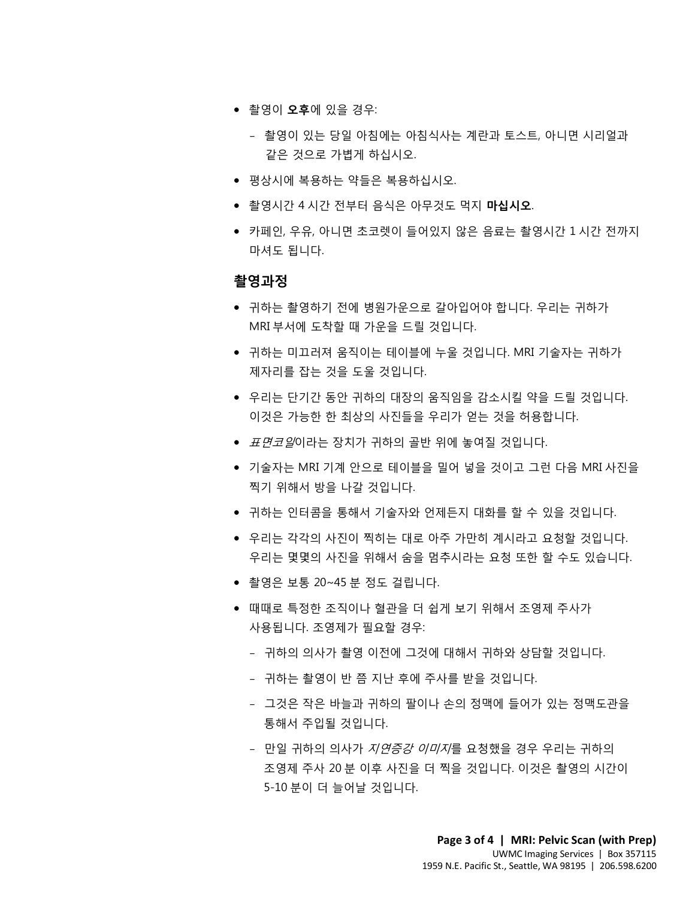- 촬영이 **오후**에 있을 경우:
  - 촬영이 있는 당일 아침에는 아침식사는 계란과 토스트, 아니면 시리얼과 같은 것으로 가볍게 하십시오.
- 평상시에 복용하는 약들은 복용하십시오.
- 촬영시간 4 시간 전부터 음식은 아무것도 먹지 **마십시오**.
- 카페인, 우유, 아니면 초코렛이 들어있지 않은 음료는 촬영시간 1 시간 전까지 마셔도 됩니다.

## 촬영과정

- 귀하는 촬영하기 전에 병원가운으로 갈아입어야 합니다. 우리는 귀하가 MRI 부서에 도착할 때 가운을 드릴 것입니다.
- 귀하는 미끄러져 움직이는 테이블에 누울 것입니다. MRI 기술자는 귀하가 제자리를 잡는 것을 도울 것입니다.
- 우리는 단기간 동안 귀하의 대장의 움직임을 감소시킬 약을 드릴 것입니다. 이것은 가능한 한 최상의 사진들을 우리가 얻는 것을 허용합니다.
- *표면코일*이라는 장치가 귀하의 골반 위에 놓여질 것입니다.
- 기술자는 MRI 기계 안으로 테이블을 밀어 넣을 것이고 그런 다음 MRI 사진을 찍기 위해서 방을 나갈 것입니다.
- 귀하는 인터콤을 통해서 기술자와 언제든지 대화를 할 수 있을 것입니다.
- 우리는 각각의 사진이 찍히는 대로 아주 가만히 계시라고 요청할 것입니다. 우리는 몇몇의 사진을 위해서 숨을 멈추시라는 요청 또한 할 수도 있습니다.
- 촬영은 보통 20~45 분 정도 걸립니다.
- 때때로 특정한 조직이나 혈관을 더 쉽게 보기 위해서 조영제 주사가 사용됩니다. 조영제가 필요할 경우:
  - 귀하의 의사가 촬영 이전에 그것에 대해서 귀하와 상담할 것입니다.
  - 귀하는 촬영이 반 쯤 지난 후에 주사를 받을 것입니다.
  - 그것은 작은 바늘과 귀하의 팔이나 손의 정맥에 들어가 있는 정맥도관을 통해서 주입될 것입니다.
  - 만일 귀하의 의사가 *지연증강 이미지*를 요청했을 경우 우리는 귀하의 조영제 주사 20 분 이후 사진을 더 찍을 것입니다. 이것은 촬영의 시간이 5-10 분이 더 늘어날 것입니다.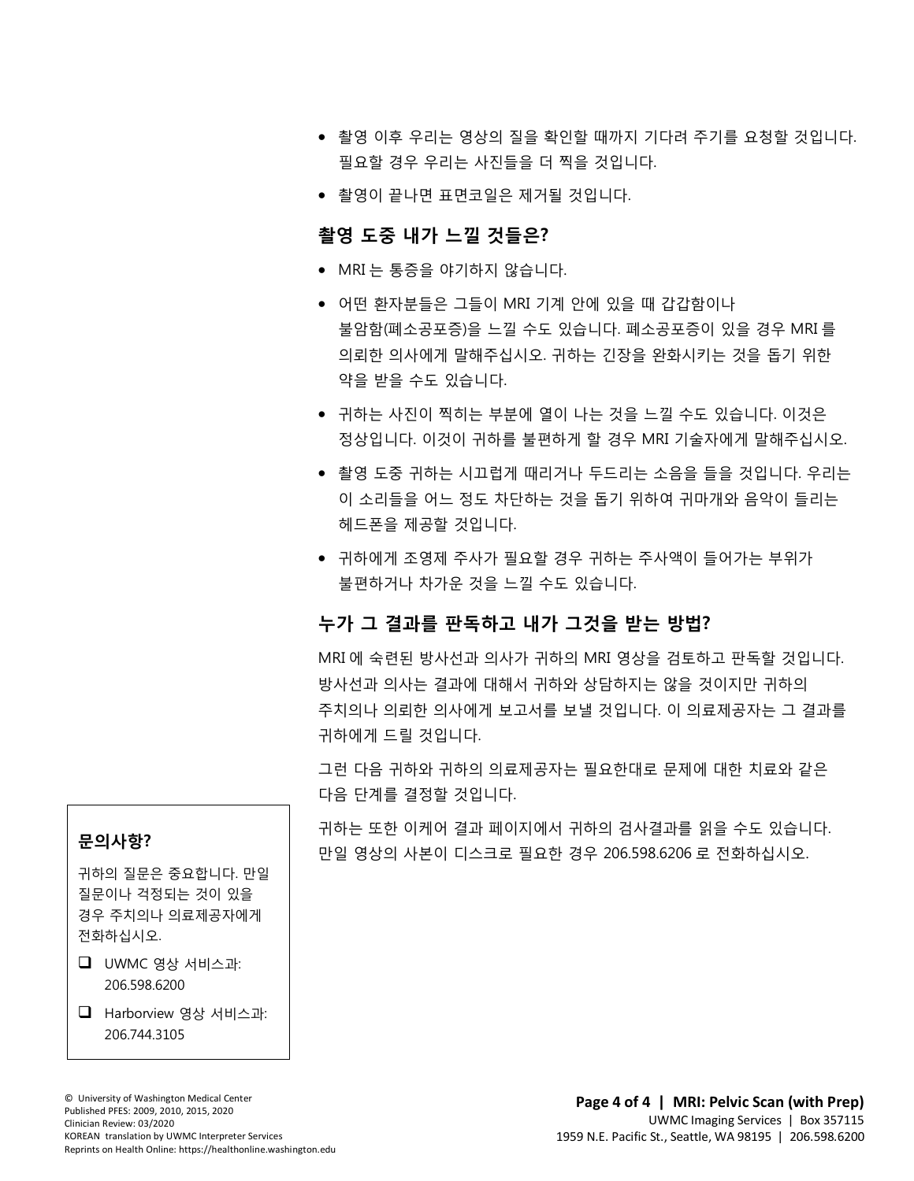- 촬영 이후 우리는 영상의 질을 확인할 때까지 기다려 주기를 요청할 것입니다. 필요할 경우 우리는 사진들을 더 찍을 것입니다.
- 촬영이 끝나면 표면코일은 제거될 것입니다.

### 촬영 도중 내가 느낄 것들은?

- MRI 는 통증을 야기하지 않습니다.
- 어떤 환자분들은 그들이 MRI 기계 안에 있을 때 갑갑함이나 불암함(폐소공포증)을 느낄 수도 있습니다. 폐소공포증이 있을 경우 MRI 를 의뢰한 의사에게 말해주십시오. 귀하는 긴장을 완화시키는 것을 돕기 위한 약을 받을 수도 있습니다.
- 귀하는 사진이 찍히는 부분에 열이 나는 것을 느낄 수도 있습니다. 이것은 정상입니다. 이것이 귀하를 불편하게 할 경우 MRI 기술자에게 말해주십시오.
- 촬영 도중 귀하는 시끄럽게 때리거나 두드리는 소음을 들을 것입니다. 우리는 이 소리들을 어느 정도 차단하는 것을 돕기 위하여 귀마개와 음악이 들리는 헤드폰을 제공할 것입니다.
- 귀하에게 조영제 주사가 필요할 경우 귀하는 주사액이 들어가는 부위가 불편하거나 차가운 것을 느낄 수도 있습니다.

### 누가 그 결과를 판독하고 내가 그것을 받는 방법?

MRI 에 숙련된 방사선과 의사가 귀하의 MRI 영상을 검토하고 판독할 것입니다. 방사선과 의사는 결과에 대해서 귀하와 상담하지는 않을 것이지만 귀하의 주치의나 의뢰한 의사에게 보고서를 보낼 것입니다. 이 의료제공자는 그 결과를 귀하에게 드릴 것입니다.

그런 다음 귀하와 귀하의 의료제공자는 필요한대로 문제에 대한 치료와 같은 다음 단계를 결정할 것입니다.

귀하는 또한 이케어 결과 페이지에서 귀하의 검사결과를 읽을 수도 있습니다. 만일 영상의 사본이 디스크로 필요한 경우 206.598.6206 로 전화하십시오.

**문의사항?**

귀하의 질문은 중요합니다. 만일 질문이나 걱정되는 것이 있을 경우 주치의나 의료제공자에게 전화하십시오.

- ❑ UWMC 영상 서비스과: 206.598.6200
- ❑ Harborview 영상 서비스과: 206.744.3105

© University of Washington Medical Center
Published PFES: 2009, 2010, 2015, 2020
Clinician Review: 03/2020
KOREAN translation by UWMC Interpreter Services
Reprints on Health Online: https://healthonline.washington.edu

**MRI: Pelvic Scan (with Prep)**
UWMC Imaging Services | Box 357115
1959 N.E. Pacific St., Seattle, WA 98195 | 206.598.6200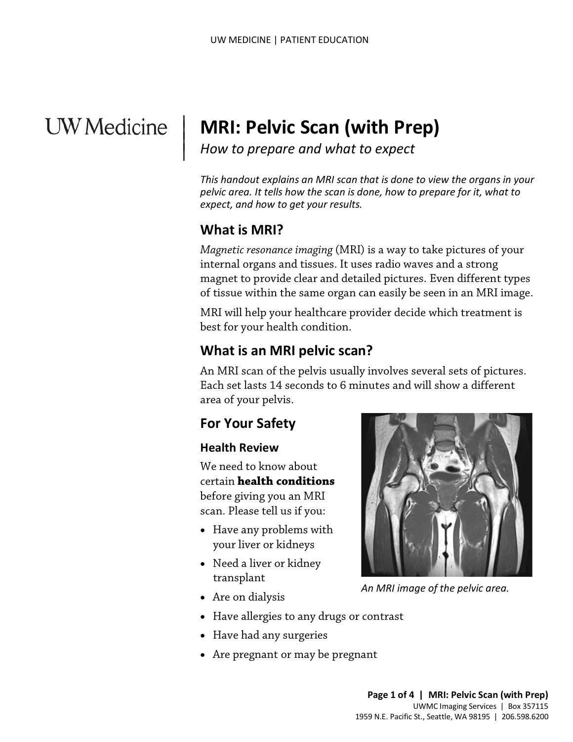# MRI: Pelvic Scan (with Prep)

*How to prepare and what to expect*

*This handout explains an MRI scan that is done to view the organs in your pelvic area. It tells how the scan is done, how to prepare for it, what to expect, and how to get your results.*

## What is MRI?

*Magnetic resonance imaging* (MRI) is a way to take pictures of your internal organs and tissues. It uses radio waves and a strong magnet to provide clear and detailed pictures. Even different types of tissue within the same organ can easily be seen in an MRI image.

MRI will help your healthcare provider decide which treatment is best for your health condition.

## What is an MRI pelvic scan?

An MRI scan of the pelvis usually involves several sets of pictures. Each set lasts 14 seconds to 6 minutes and will show a different area of your pelvis.

## For Your Safety

### Health Review

We need to know about certain **health conditions** before giving you an MRI scan. Please tell us if you:

- Have any problems with your liver or kidneys
- Need a liver or kidney transplant
- Are on dialysis
- Have allergies to any drugs or contrast
- Have had any surgeries
- Are pregnant or may be pregnant

*An MRI image of the pelvic area.*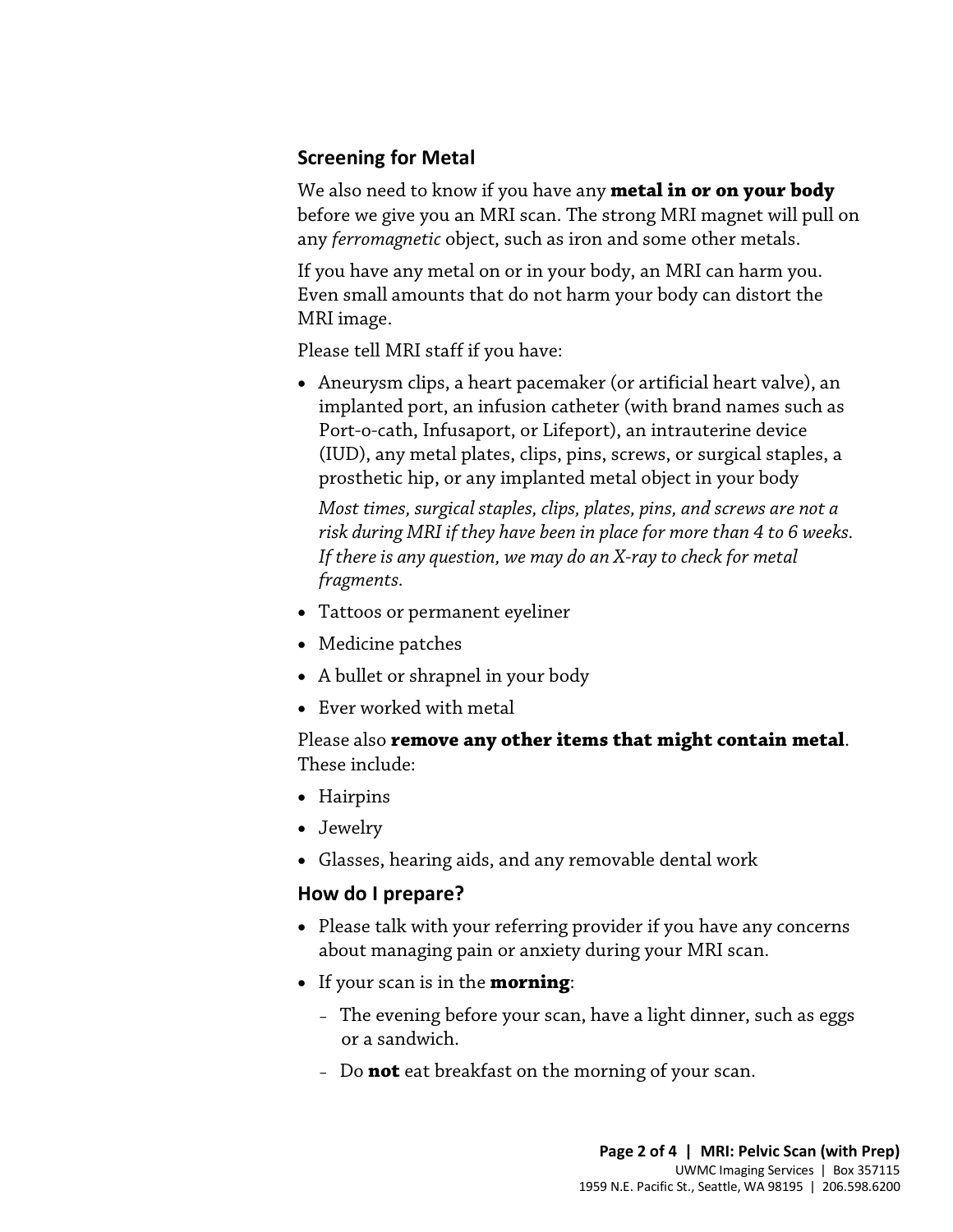## Screening for Metal

We also need to know if you have any **metal in or on your body** before we give you an MRI scan. The strong MRI magnet will pull on any *ferromagnetic* object, such as iron and some other metals.

If you have any metal on or in your body, an MRI can harm you. Even small amounts that do not harm your body can distort the MRI image.

Please tell MRI staff if you have:

- Aneurysm clips, a heart pacemaker (or artificial heart valve), an implanted port, an infusion catheter (with brand names such as Port-o-cath, Infusaport, or Lifeport), an intrauterine device (IUD), any metal plates, clips, pins, screws, or surgical staples, a prosthetic hip, or any implanted metal object in your body

  *Most times, surgical staples, clips, plates, pins, and screws are not a risk during MRI if they have been in place for more than 4 to 6 weeks. If there is any question, we may do an X-ray to check for metal fragments.*

- Tattoos or permanent eyeliner
- Medicine patches
- A bullet or shrapnel in your body
- Ever worked with metal

Please also **remove any other items that might contain metal**. These include:

- Hairpins
- Jewelry
- Glasses, hearing aids, and any removable dental work

## How do I prepare?

- Please talk with your referring provider if you have any concerns about managing pain or anxiety during your MRI scan.
- If your scan is in the **morning**:
  - The evening before your scan, have a light dinner, such as eggs or a sandwich.
  - Do **not** eat breakfast on the morning of your scan.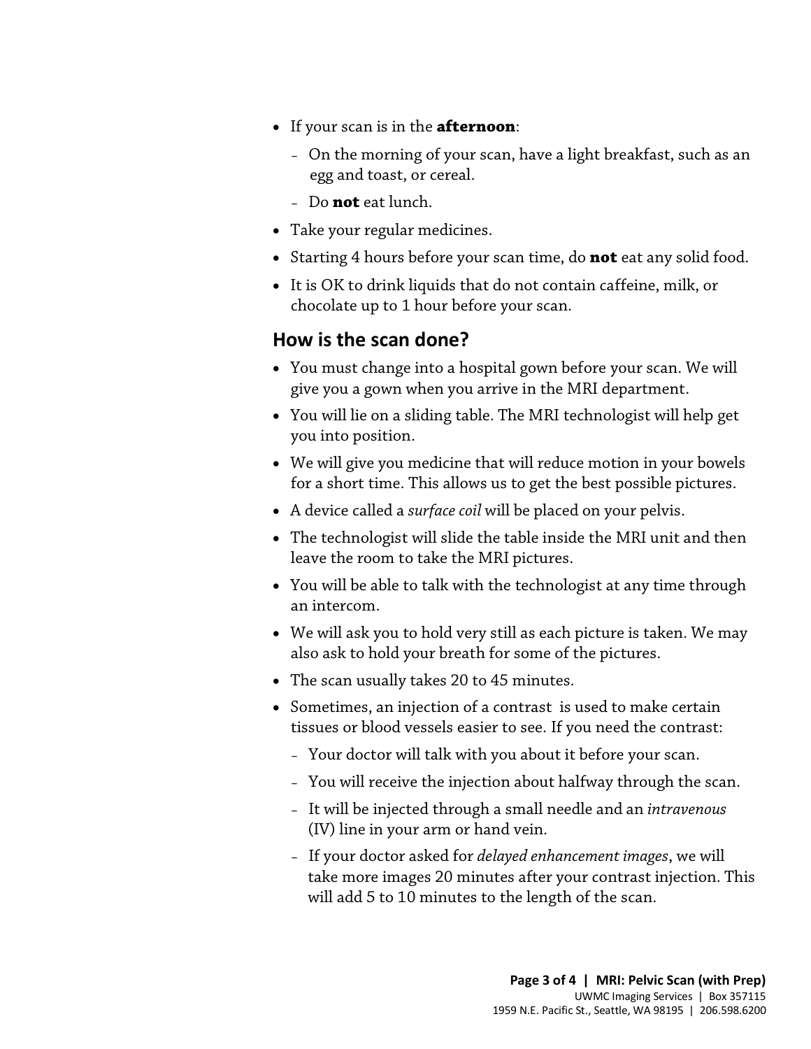- If your scan is in the **afternoon**:
  - On the morning of your scan, have a light breakfast, such as an egg and toast, or cereal.
  - Do **not** eat lunch.
- Take your regular medicines.
- Starting 4 hours before your scan time, do **not** eat any solid food.
- It is OK to drink liquids that do not contain caffeine, milk, or chocolate up to 1 hour before your scan.

## How is the scan done?

- You must change into a hospital gown before your scan. We will give you a gown when you arrive in the MRI department.
- You will lie on a sliding table. The MRI technologist will help get you into position.
- We will give you medicine that will reduce motion in your bowels for a short time. This allows us to get the best possible pictures.
- A device called a *surface coil* will be placed on your pelvis.
- The technologist will slide the table inside the MRI unit and then leave the room to take the MRI pictures.
- You will be able to talk with the technologist at any time through an intercom.
- We will ask you to hold very still as each picture is taken. We may also ask to hold your breath for some of the pictures.
- The scan usually takes 20 to 45 minutes.
- Sometimes, an injection of a contrast is used to make certain tissues or blood vessels easier to see. If you need the contrast:
  - Your doctor will talk with you about it before your scan.
  - You will receive the injection about halfway through the scan.
  - It will be injected through a small needle and an *intravenous* (IV) line in your arm or hand vein.
  - If your doctor asked for *delayed enhancement images*, we will take more images 20 minutes after your contrast injection. This will add 5 to 10 minutes to the length of the scan.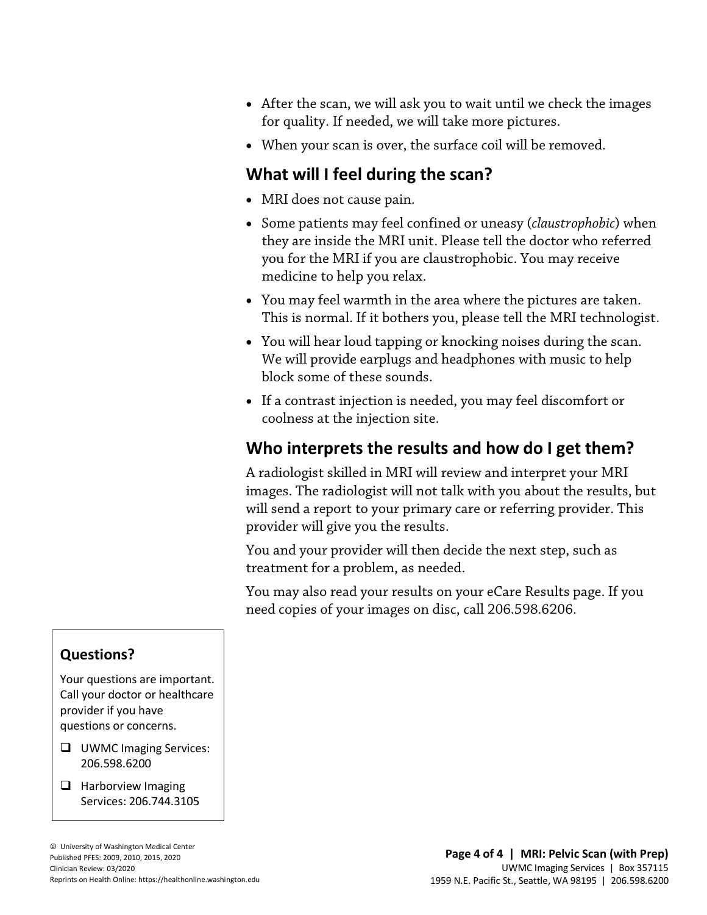- After the scan, we will ask you to wait until we check the images for quality. If needed, we will take more pictures.
- When your scan is over, the surface coil will be removed.

## What will I feel during the scan?

- MRI does not cause pain.
- Some patients may feel confined or uneasy (*claustrophobic*) when they are inside the MRI unit. Please tell the doctor who referred you for the MRI if you are claustrophobic. You may receive medicine to help you relax.
- You may feel warmth in the area where the pictures are taken. This is normal. If it bothers you, please tell the MRI technologist.
- You will hear loud tapping or knocking noises during the scan. We will provide earplugs and headphones with music to help block some of these sounds.
- If a contrast injection is needed, you may feel discomfort or coolness at the injection site.

## Who interprets the results and how do I get them?

A radiologist skilled in MRI will review and interpret your MRI images. The radiologist will not talk with you about the results, but will send a report to your primary care or referring provider. This provider will give you the results.

You and your provider will then decide the next step, such as treatment for a problem, as needed.

You may also read your results on your eCare Results page. If you need copies of your images on disc, call 206.598.6206.

### Questions?

Your questions are important. Call your doctor or healthcare provider if you have questions or concerns.

- ❑ UWMC Imaging Services: 206.598.6200
- ❑ Harborview Imaging Services: 206.744.3105

© University of Washington Medical Center
Published PFES: 2009, 2010, 2015, 2020
Clinician Review: 03/2020
Reprints on Health Online: https://healthonline.washington.edu